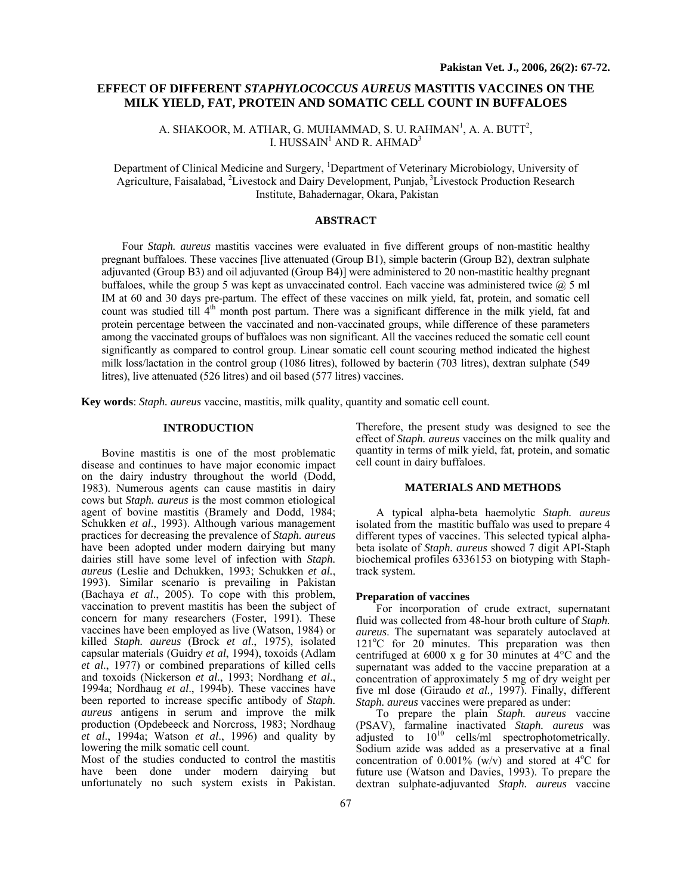# EFFECT OF DIFFERENT *STAPHYLOCOCCUS AUREUS* MASTITIS VACCINES ON THE MILK YIELD, FAT, PROTEIN AND SOMATIC CELL COUNT IN BUFFALOES

A. SHAKOOR, M. ATHAR, G. MUHAMMAD, S. U. RAHMAN[1], A. A. BUTT[2], I. HUSSAIN[1] AND R. AHMAD[3]

Department of Clinical Medicine and Surgery, [1]Department of Veterinary Microbiology, University of Agriculture, Faisalabad, [2]Livestock and Dairy Development, Punjab, [3]Livestock Production Research Institute, Bahadernagar, Okara, Pakistan

## ABSTRACT

Four *Staph. aureus* mastitis vaccines were evaluated in five different groups of non-mastitic healthy pregnant buffaloes. These vaccines [live attenuated (Group B1), simple bacterin (Group B2), dextran sulphate adjuvanted (Group B3) and oil adjuvanted (Group B4)] were administered to 20 non-mastitic healthy pregnant buffaloes, while the group 5 was kept as unvaccinated control. Each vaccine was administered twice @ 5 ml IM at 60 and 30 days pre-partum. The effect of these vaccines on milk yield, fat, protein, and somatic cell count was studied till $4^{th}$ month post partum. There was a significant difference in the milk yield, fat and protein percentage between the vaccinated and non-vaccinated groups, while difference of these parameters among the vaccinated groups of buffaloes was non significant. All the vaccines reduced the somatic cell count significantly as compared to control group. Linear somatic cell count scouring method indicated the highest milk loss/lactation in the control group (1086 litres), followed by bacterin (703 litres), dextran sulphate (549 litres), live attenuated (526 litres) and oil based (577 litres) vaccines.

**Key words**: *Staph. aureus* vaccine, mastitis, milk quality, quantity and somatic cell count.

## INTRODUCTION

Bovine mastitis is one of the most problematic disease and continues to have major economic impact on the dairy industry throughout the world (Dodd, 1983). Numerous agents can cause mastitis in dairy cows but *Staph. aureus* is the most common etiological agent of bovine mastitis (Bramely and Dodd, 1984; Schukken *et al*., 1993). Although various management practices for decreasing the prevalence of *Staph. aureus* have been adopted under modern dairying but many dairies still have some level of infection with *Staph. aureus* (Leslie and Dchukken, 1993; Schukken *et al.*, 1993). Similar scenario is prevailing in Pakistan (Bachaya *et al*., 2005). To cope with this problem, vaccination to prevent mastitis has been the subject of concern for many researchers (Foster, 1991). These vaccines have been employed as live (Watson, 1984) or killed *Staph. aureus* (Brock *et al*., 1975), isolated capsular materials (Guidry *et al*, 1994), toxoids (Adlam *et al*., 1977) or combined preparations of killed cells and toxoids (Nickerson *et al*., 1993; Nordhang *et al*., 1994a; Nordhaug *et al*., 1994b). These vaccines have been reported to increase specific antibody of *Staph. aureus* antigens in serum and improve the milk production (Opdebeeck and Norcross, 1983; Nordhaug *et al*., 1994a; Watson *et al*., 1996) and quality by lowering the milk somatic cell count.

Most of the studies conducted to control the mastitis have been done under modern dairying but unfortunately no such system exists in Pakistan. Therefore, the present study was designed to see the effect of *Staph. aureus* vaccines on the milk quality and quantity in terms of milk yield, fat, protein, and somatic cell count in dairy buffaloes.

## MATERIALS AND METHODS

A typical alpha-beta haemolytic *Staph. aureus* isolated from the mastitic buffalo was used to prepare 4 different types of vaccines. This selected typical alpha-beta isolate of *Staph. aureus* showed 7 digit API-Staph biochemical profiles 6336153 on biotyping with Staph-track system.

### Preparation of vaccines

For incorporation of crude extract, supernatant fluid was collected from 48-hour broth culture of *Staph. aureus*. The supernatant was separately autoclaved at 121°C for 20 minutes. This preparation was then centrifuged at 6000 x g for 30 minutes at 4°C and the supernatant was added to the vaccine preparation at a concentration of approximately 5 mg of dry weight per five ml dose (Giraudo *et al.,* 1997). Finally, different *Staph. aureus* vaccines were prepared as under:

To prepare the plain *Staph. aureus* vaccine (PSAV), farmaline inactivated *Staph. aureus* was adjusted to $10^{10}$ cells/ml spectrophotometrically. Sodium azide was added as a preservative at a final concentration of 0.001% (w/v) and stored at 4°C for future use (Watson and Davies, 1993). To prepare the dextran sulphate-adjuvanted *Staph. aureus* vaccine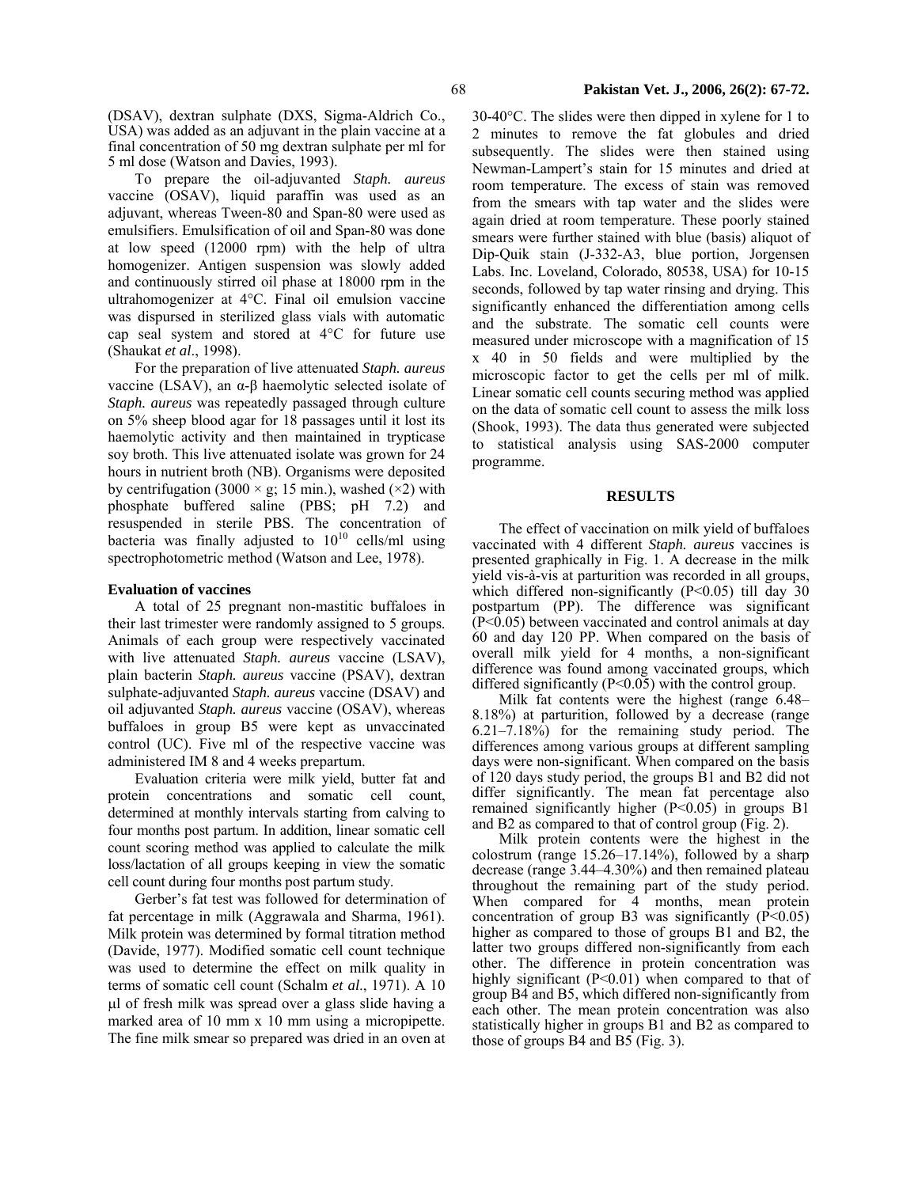(DSAV), dextran sulphate (DXS, Sigma-Aldrich Co., USA) was added as an adjuvant in the plain vaccine at a final concentration of 50 mg dextran sulphate per ml for 5 ml dose (Watson and Davies, 1993).

To prepare the oil-adjuvanted *Staph. aureus* vaccine (OSAV), liquid paraffin was used as an adjuvant, whereas Tween-80 and Span-80 were used as emulsifiers. Emulsification of oil and Span-80 was done at low speed (12000 rpm) with the help of ultra homogenizer. Antigen suspension was slowly added and continuously stirred oil phase at 18000 rpm in the ultrahomogenizer at 4°C. Final oil emulsion vaccine was dispursed in sterilized glass vials with automatic cap seal system and stored at 4°C for future use (Shaukat *et al*., 1998).

For the preparation of live attenuated *Staph. aureus* vaccine (LSAV), an α-β haemolytic selected isolate of *Staph. aureus* was repeatedly passaged through culture on 5% sheep blood agar for 18 passages until it lost its haemolytic activity and then maintained in trypticase soy broth. This live attenuated isolate was grown for 24 hours in nutrient broth (NB). Organisms were deposited by centrifugation (3000 × g; 15 min.), washed (×2) with phosphate buffered saline (PBS; pH 7.2) and resuspended in sterile PBS. The concentration of bacteria was finally adjusted to $10^{10}$ cells/ml using spectrophotometric method (Watson and Lee, 1978).

**Evaluation of vaccines**

A total of 25 pregnant non-mastitic buffaloes in their last trimester were randomly assigned to 5 groups. Animals of each group were respectively vaccinated with live attenuated *Staph. aureus* vaccine (LSAV), plain bacterin *Staph. aureus* vaccine (PSAV), dextran sulphate-adjuvanted *Staph. aureus* vaccine (DSAV) and oil adjuvanted *Staph. aureus* vaccine (OSAV), whereas buffaloes in group B5 were kept as unvaccinated control (UC). Five ml of the respective vaccine was administered IM 8 and 4 weeks prepartum.

Evaluation criteria were milk yield, butter fat and protein concentrations and somatic cell count, determined at monthly intervals starting from calving to four months post partum. In addition, linear somatic cell count scoring method was applied to calculate the milk loss/lactation of all groups keeping in view the somatic cell count during four months post partum study.

Gerber's fat test was followed for determination of fat percentage in milk (Aggrawala and Sharma, 1961). Milk protein was determined by formal titration method (Davide, 1977). Modified somatic cell count technique was used to determine the effect on milk quality in terms of somatic cell count (Schalm *et al*., 1971). A 10 μl of fresh milk was spread over a glass slide having a marked area of 10 mm x 10 mm using a micropipette. The fine milk smear so prepared was dried in an oven at 30-40°C. The slides were then dipped in xylene for 1 to 2 minutes to remove the fat globules and dried subsequently. The slides were then stained using Newman-Lampert's stain for 15 minutes and dried at room temperature. The excess of stain was removed from the smears with tap water and the slides were again dried at room temperature. These poorly stained smears were further stained with blue (basis) aliquot of Dip-Quik stain (J-332-A3, blue portion, Jorgensen Labs. Inc. Loveland, Colorado, 80538, USA) for 10-15 seconds, followed by tap water rinsing and drying. This significantly enhanced the differentiation among cells and the substrate. The somatic cell counts were measured under microscope with a magnification of 15 x 40 in 50 fields and were multiplied by the microscopic factor to get the cells per ml of milk. Linear somatic cell counts securing method was applied on the data of somatic cell count to assess the milk loss (Shook, 1993). The data thus generated were subjected to statistical analysis using SAS-2000 computer programme.

## RESULTS

The effect of vaccination on milk yield of buffaloes vaccinated with 4 different *Staph. aureus* vaccines is presented graphically in Fig. 1. A decrease in the milk yield vis-à-vis at parturition was recorded in all groups, which differed non-significantly ($P<0.05$) till day 30 postpartum (PP). The difference was significant ($P<0.05$) between vaccinated and control animals at day 60 and day 120 PP. When compared on the basis of overall milk yield for 4 months, a non-significant difference was found among vaccinated groups, which differed significantly ($P<0.05$) with the control group.

Milk fat contents were the highest (range 6.48–8.18%) at parturition, followed by a decrease (range 6.21–7.18%) for the remaining study period. The differences among various groups at different sampling days were non-significant. When compared on the basis of 120 days study period, the groups B1 and B2 did not differ significantly. The mean fat percentage also remained significantly higher ($P<0.05$) in groups B1 and B2 as compared to that of control group (Fig. 2).

Milk protein contents were the highest in the colostrum (range 15.26–17.14%), followed by a sharp decrease (range 3.44–4.30%) and then remained plateau throughout the remaining part of the study period. When compared for 4 months, mean protein concentration of group B3 was significantly ($P<0.05$) higher as compared to those of groups B1 and B2, the latter two groups differed non-significantly from each other. The difference in protein concentration was highly significant ($P<0.01$) when compared to that of group B4 and B5, which differed non-significantly from each other. The mean protein concentration was also statistically higher in groups B1 and B2 as compared to those of groups B4 and B5 (Fig. 3).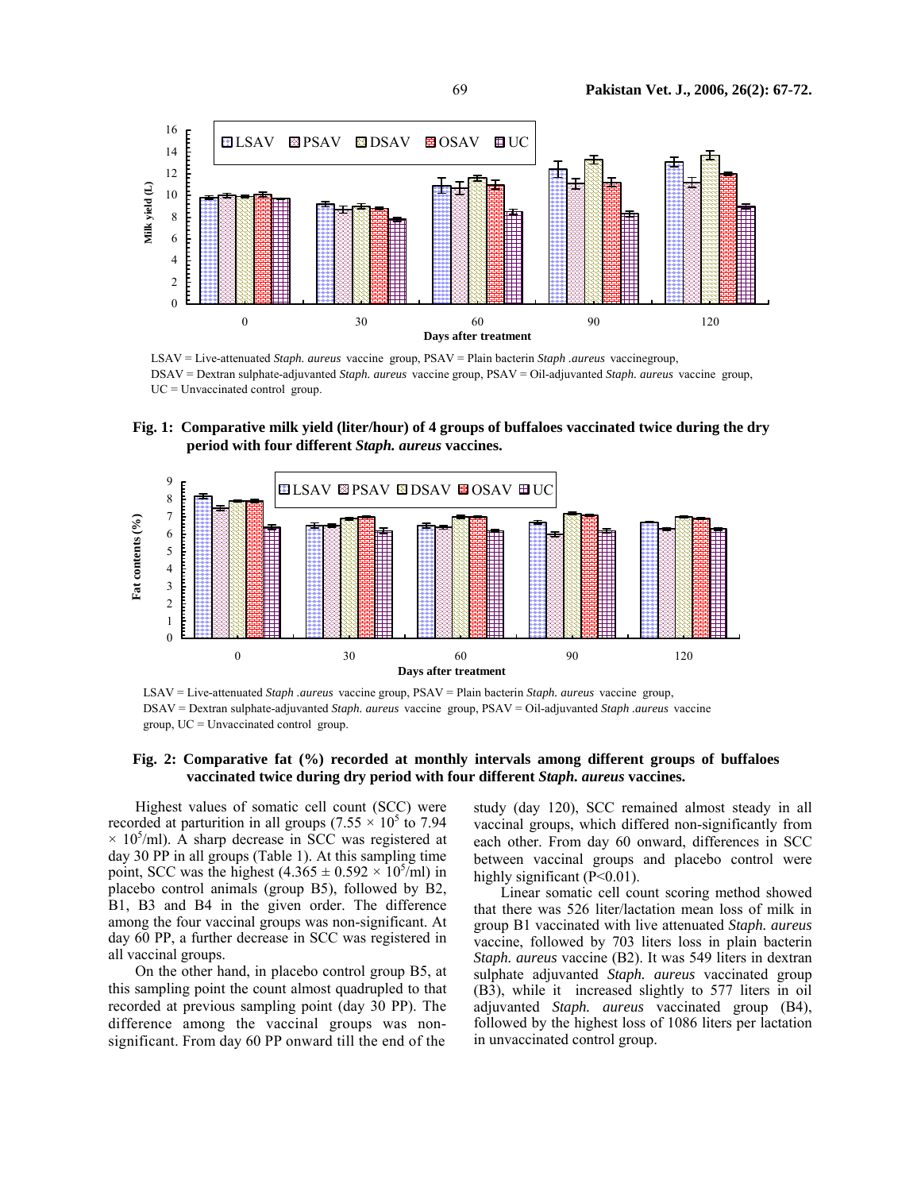LSAV = Live-attenuated *Staph. aureus* vaccine group, PSAV = Plain bacterin *Staph .aureus* vaccinegroup, DSAV = Dextran sulphate-adjuvanted *Staph. aureus* vaccine group, PSAV = Oil-adjuvanted *Staph. aureus* vaccine group, UC = Unvaccinated control group.

**Fig. 1: Comparative milk yield (liter/hour) of 4 groups of buffaloes vaccinated twice during the dry period with four different *Staph. aureus* vaccines.**

LSAV = Live-attenuated *Staph .aureus* vaccine group, PSAV = Plain bacterin *Staph. aureus* vaccine group, DSAV = Dextran sulphate-adjuvanted *Staph. aureus* vaccine group, PSAV = Oil-adjuvanted *Staph .aureus* vaccine group, UC = Unvaccinated control group.

**Fig. 2: Comparative fat (%) recorded at monthly intervals among different groups of buffaloes vaccinated twice during dry period with four different *Staph. aureus* vaccines.**

Highest values of somatic cell count (SCC) were recorded at parturition in all groups ($7.55 \times 10^5$ to $7.94 \times 10^5$/ml). A sharp decrease in SCC was registered at day 30 PP in all groups (Table 1). At this sampling time point, SCC was the highest ($4.365 \pm 0.592 \times 10^5$/ml) in placebo control animals (group B5), followed by B2, B1, B3 and B4 in the given order. The difference among the four vaccinal groups was non-significant. At day 60 PP, a further decrease in SCC was registered in all vaccinal groups.

On the other hand, in placebo control group B5, at this sampling point the count almost quadrupled to that recorded at previous sampling point (day 30 PP). The difference among the vaccinal groups was non-significant. From day 60 PP onward till the end of the study (day 120), SCC remained almost steady in all vaccinal groups, which differed non-significantly from each other. From day 60 onward, differences in SCC between vaccinal groups and placebo control were highly significant ($P<0.01$).

Linear somatic cell count scoring method showed that there was 526 liter/lactation mean loss of milk in group B1 vaccinated with live attenuated *Staph. aureus* vaccine, followed by 703 liters loss in plain bacterin *Staph. aureus* vaccine (B2). It was 549 liters in dextran sulphate adjuvanted *Staph. aureus* vaccinated group (B3), while it increased slightly to 577 liters in oil adjuvanted *Staph. aureus* vaccinated group (B4), followed by the highest loss of 1086 liters per lactation in unvaccinated control group.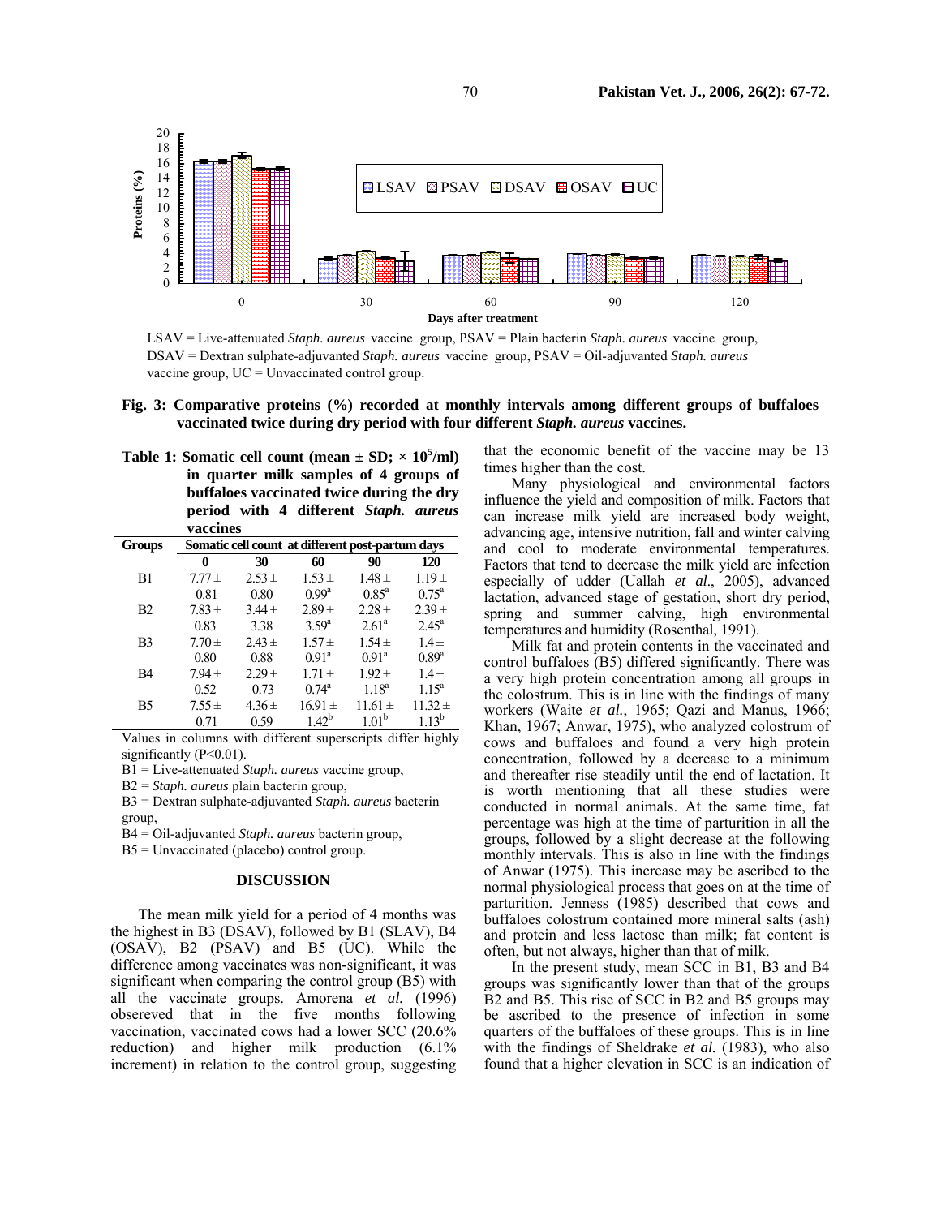LSAV = Live-attenuated *Staph. aureus* vaccine group, PSAV = Plain bacterin *Staph. aureus* vaccine group, DSAV = Dextran sulphate-adjuvanted *Staph. aureus* vaccine group, PSAV = Oil-adjuvanted *Staph. aureus* vaccine group, UC = Unvaccinated control group.

**Fig. 3: Comparative proteins (%) recorded at monthly intervals among different groups of buffaloes vaccinated twice during dry period with four different *Staph. aureus* vaccines.**

**Table 1: Somatic cell count (mean ± SD; × $10^5$/ml) in quarter milk samples of 4 groups of buffaloes vaccinated twice during the dry period with 4 different *Staph. aureus* vaccines**

| Groups | Somatic cell count at different post-partum days | | | | |
|---|---|---|---|---|---|
| | 0 | 30 | 60 | 90 | 120 |
| B1 | 7.77 ± 0.81 | 2.53 ± 0.80 | 1.53 ± 0.99[a] | 1.48 ± 0.85[a] | 1.19 ± 0.75[a] |
| B2 | 7.83 ± 0.83 | 3.44 ± 3.38 | 2.89 ± 3.59[a] | 2.28 ± 2.61[a] | 2.39 ± 2.45[a] |
| B3 | 7.70 ± 0.80 | 2.43 ± 0.88 | 1.57 ± 0.91[a] | 1.54 ± 0.91[a] | 1.4 ± 0.89[a] |
| B4 | 7.94 ± 0.52 | 2.29 ± 0.73 | 1.71 ± 0.74[a] | 1.92 ± 1.18[a] | 1.4 ± 1.15[a] |
| B5 | 7.55 ± 0.71 | 4.36 ± 0.59 | 16.91 ± 1.42[b] | 11.61 ± 1.01[b] | 11.32 ± 1.13[b] |

Values in columns with different superscripts differ highly significantly ($P<0.01$).

B1 = Live-attenuated *Staph. aureus* vaccine group,

B2 = *Staph. aureus* plain bacterin group,

B3 = Dextran sulphate-adjuvanted *Staph. aureus* bacterin group,

B4 = Oil-adjuvanted *Staph. aureus* bacterin group,

B5 = Unvaccinated (placebo) control group.

## DISCUSSION

The mean milk yield for a period of 4 months was the highest in B3 (DSAV), followed by B1 (SLAV), B4 (OSAV), B2 (PSAV) and B5 (UC). While the difference among vaccinates was non-significant, it was significant when comparing the control group (B5) with all the vaccinate groups. Amorena *et al.* (1996) obsereved that in the five months following vaccination, vaccinated cows had a lower SCC (20.6% reduction) and higher milk production (6.1% increment) in relation to the control group, suggesting that the economic benefit of the vaccine may be 13 times higher than the cost.

Many physiological and environmental factors influence the yield and composition of milk. Factors that can increase milk yield are increased body weight, advancing age, intensive nutrition, fall and winter calving and cool to moderate environmental temperatures. Factors that tend to decrease the milk yield are infection especially of udder (Uallah *et al*., 2005), advanced lactation, advanced stage of gestation, short dry period, spring and summer calving, high environmental temperatures and humidity (Rosenthal, 1991).

Milk fat and protein contents in the vaccinated and control buffaloes (B5) differed significantly. There was a very high protein concentration among all groups in the colostrum. This is in line with the findings of many workers (Waite *et al.*, 1965; Qazi and Manus, 1966; Khan, 1967; Anwar, 1975), who analyzed colostrum of cows and buffaloes and found a very high protein concentration, followed by a decrease to a minimum and thereafter rise steadily until the end of lactation. It is worth mentioning that all these studies were conducted in normal animals. At the same time, fat percentage was high at the time of parturition in all the groups, followed by a slight decrease at the following monthly intervals. This is also in line with the findings of Anwar (1975). This increase may be ascribed to the normal physiological process that goes on at the time of parturition. Jenness (1985) described that cows and buffaloes colostrum contained more mineral salts (ash) and protein and less lactose than milk; fat content is often, but not always, higher than that of milk.

In the present study, mean SCC in B1, B3 and B4 groups was significantly lower than that of the groups B2 and B5. This rise of SCC in B2 and B5 groups may be ascribed to the presence of infection in some quarters of the buffaloes of these groups. This is in line with the findings of Sheldrake *et al.* (1983), who also found that a higher elevation in SCC is an indication of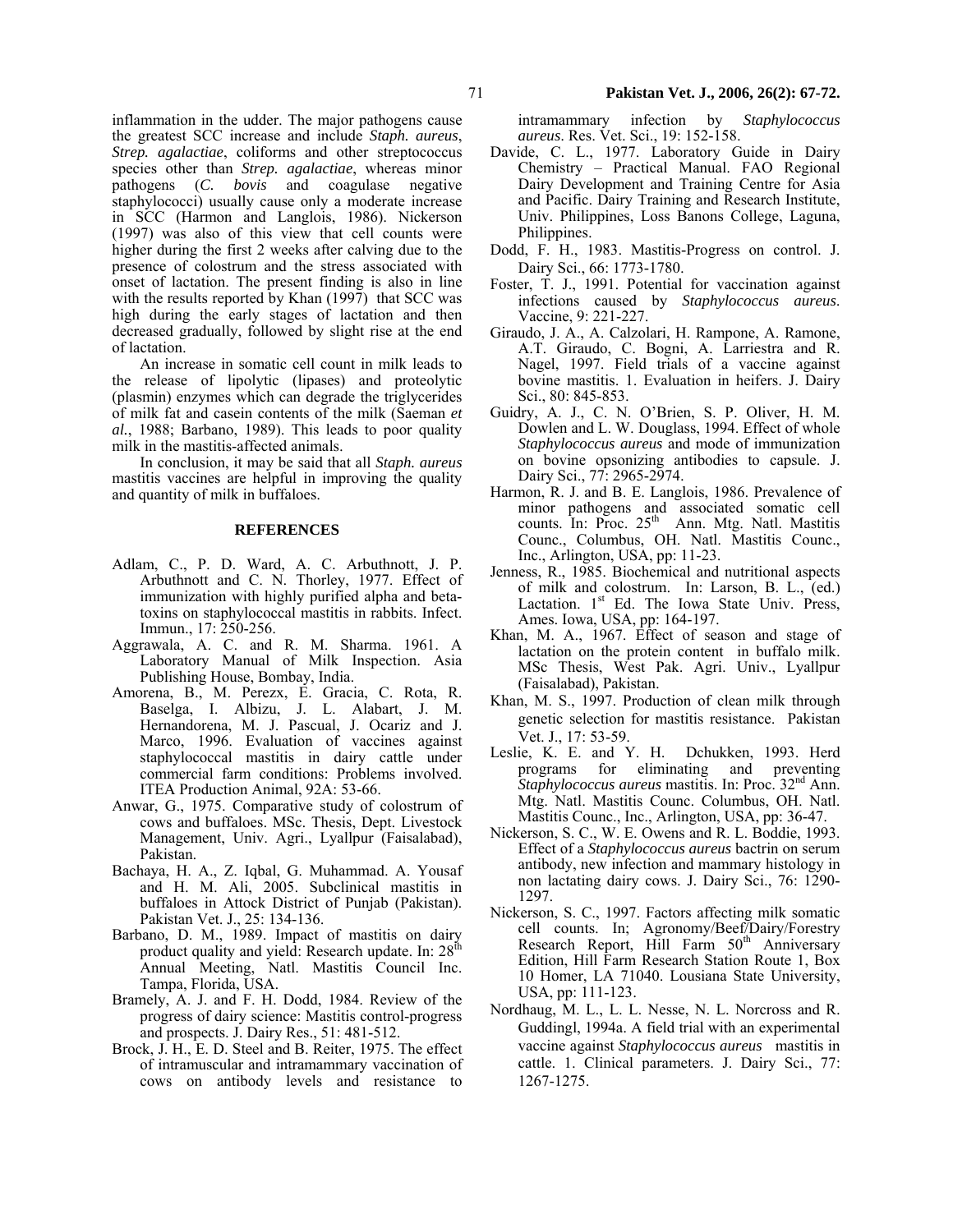inflammation in the udder. The major pathogens cause the greatest SCC increase and include *Staph. aureus*, *Strep. agalactiae*, coliforms and other streptococcus species other than *Strep. agalactiae*, whereas minor pathogens (*C. bovis* and coagulase negative staphylococci) usually cause only a moderate increase in SCC (Harmon and Langlois, 1986). Nickerson (1997) was also of this view that cell counts were higher during the first 2 weeks after calving due to the presence of colostrum and the stress associated with onset of lactation. The present finding is also in line with the results reported by Khan (1997) that SCC was high during the early stages of lactation and then decreased gradually, followed by slight rise at the end of lactation.

An increase in somatic cell count in milk leads to the release of lipolytic (lipases) and proteolytic (plasmin) enzymes which can degrade the triglycerides of milk fat and casein contents of the milk (Saeman *et al.*, 1988; Barbano, 1989). This leads to poor quality milk in the mastitis-affected animals.

In conclusion, it may be said that all *Staph. aureus* mastitis vaccines are helpful in improving the quality and quantity of milk in buffaloes.

## REFERENCES

Adlam, C., P. D. Ward, A. C. Arbuthnott, J. P. Arbuthnott and C. N. Thorley, 1977. Effect of immunization with highly purified alpha and beta-toxins on staphylococcal mastitis in rabbits. Infect. Immun., 17: 250-256.

Aggrawala, A. C. and R. M. Sharma. 1961. A Laboratory Manual of Milk Inspection. Asia Publishing House, Bombay, India.

Amorena, B., M. Perezx, E. Gracia, C. Rota, R. Baselga, I. Albizu, J. L. Alabart, J. M. Hernandorena, M. J. Pascual, J. Ocariz and J. Marco, 1996. Evaluation of vaccines against staphylococcal mastitis in dairy cattle under commercial farm conditions: Problems involved. ITEA Production Animal, 92A: 53-66.

Anwar, G., 1975. Comparative study of colostrum of cows and buffaloes. MSc. Thesis, Dept. Livestock Management, Univ. Agri., Lyallpur (Faisalabad), Pakistan.

Bachaya, H. A., Z. Iqbal, G. Muhammad. A. Yousaf and H. M. Ali, 2005. Subclinical mastitis in buffaloes in Attock District of Punjab (Pakistan). Pakistan Vet. J., 25: 134-136.

Barbano, D. M., 1989. Impact of mastitis on dairy product quality and yield: Research update. In: 28th Annual Meeting, Natl. Mastitis Council Inc. Tampa, Florida, USA.

Bramely, A. J. and F. H. Dodd, 1984. Review of the progress of dairy science: Mastitis control-progress and prospects. J. Dairy Res., 51: 481-512.

Brock, J. H., E. D. Steel and B. Reiter, 1975. The effect of intramuscular and intramammary vaccination of cows on antibody levels and resistance to intramammary infection by *Staphylococcus aureus*. Res. Vet. Sci., 19: 152-158.

Davide, C. L., 1977. Laboratory Guide in Dairy Chemistry – Practical Manual. FAO Regional Dairy Development and Training Centre for Asia and Pacific. Dairy Training and Research Institute, Univ. Philippines, Loss Banons College, Laguna, Philippines.

Dodd, F. H., 1983. Mastitis-Progress on control. J. Dairy Sci., 66: 1773-1780.

Foster, T. J., 1991. Potential for vaccination against infections caused by *Staphylococcus aureus*. Vaccine, 9: 221-227.

Giraudo, J. A., A. Calzolari, H. Rampone, A. Ramone, A.T. Giraudo, C. Bogni, A. Larriestra and R. Nagel, 1997. Field trials of a vaccine against bovine mastitis. 1. Evaluation in heifers. J. Dairy Sci., 80: 845-853.

Guidry, A. J., C. N. O'Brien, S. P. Oliver, H. M. Dowlen and L. W. Douglass, 1994. Effect of whole *Staphylococcus aureus* and mode of immunization on bovine opsonizing antibodies to capsule. J. Dairy Sci., 77: 2965-2974.

Harmon, R. J. and B. E. Langlois, 1986. Prevalence of minor pathogens and associated somatic cell counts. In: Proc. 25th Ann. Mtg. Natl. Mastitis Counc., Columbus, OH. Natl. Mastitis Counc., Inc., Arlington, USA, pp: 11-23.

Jenness, R., 1985. Biochemical and nutritional aspects of milk and colostrum. In: Larson, B. L., (ed.) Lactation. 1st Ed. The Iowa State Univ. Press, Ames. Iowa, USA, pp: 164-197.

Khan, M. A., 1967. Effect of season and stage of lactation on the protein content in buffalo milk. MSc Thesis, West Pak. Agri. Univ., Lyallpur (Faisalabad), Pakistan.

Khan, M. S., 1997. Production of clean milk through genetic selection for mastitis resistance. Pakistan Vet. J., 17: 53-59.

Leslie, K. E. and Y. H. Dchukken, 1993. Herd programs for eliminating and preventing *Staphylococcus aureus* mastitis. In: Proc. 32nd Ann. Mtg. Natl. Mastitis Counc. Columbus, OH. Natl. Mastitis Counc., Inc., Arlington, USA, pp: 36-47.

Nickerson, S. C., W. E. Owens and R. L. Boddie, 1993. Effect of a *Staphylococcus aureus* bactrin on serum antibody, new infection and mammary histology in non lactating dairy cows. J. Dairy Sci., 76: 1290-1297.

Nickerson, S. C., 1997. Factors affecting milk somatic cell counts. In; Agronomy/Beef/Dairy/Forestry Research Report, Hill Farm 50th Anniversary Edition, Hill Farm Research Station Route 1, Box 10 Homer, LA 71040. Lousiana State University, USA, pp: 111-123.

Nordhaug, M. L., L. L. Nesse, N. L. Norcross and R. Guddingl, 1994a. A field trial with an experimental vaccine against *Staphylococcus aureus* mastitis in cattle. 1. Clinical parameters. J. Dairy Sci., 77: 1267-1275.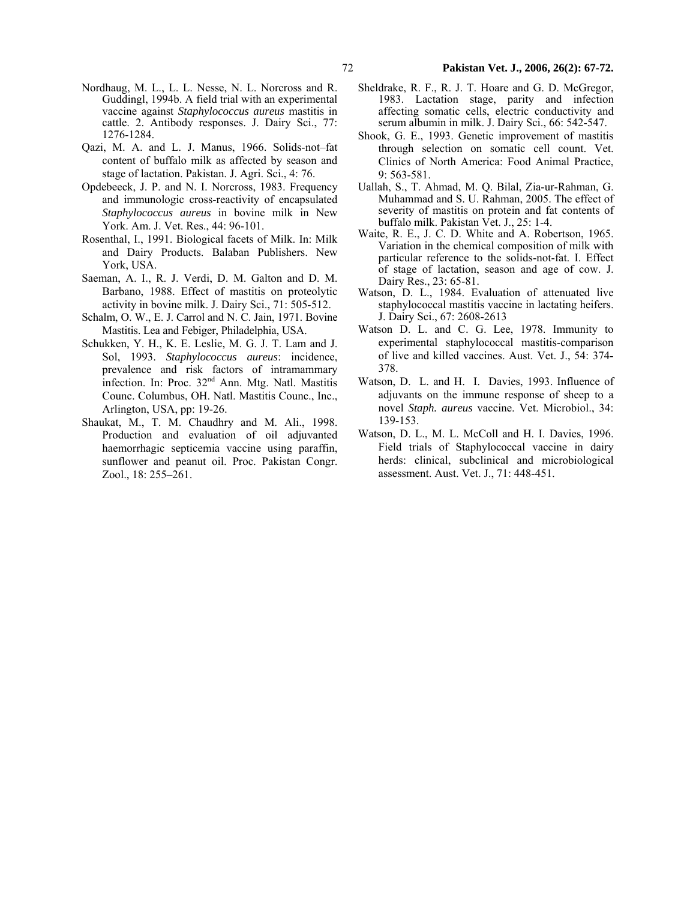Nordhaug, M. L., L. L. Nesse, N. L. Norcross and R. Guddingl, 1994b. A field trial with an experimental vaccine against *Staphylococcus aureus* mastitis in cattle. 2. Antibody responses. J. Dairy Sci., 77: 1276-1284.

Qazi, M. A. and L. J. Manus, 1966. Solids-not–fat content of buffalo milk as affected by season and stage of lactation. Pakistan. J. Agri. Sci., 4: 76.

Opdebeeck, J. P. and N. I. Norcross, 1983. Frequency and immunologic cross-reactivity of encapsulated *Staphylococcus aureus* in bovine milk in New York. Am. J. Vet. Res., 44: 96-101.

Rosenthal, I., 1991. Biological facets of Milk. In: Milk and Dairy Products. Balaban Publishers. New York, USA.

Saeman, A. I., R. J. Verdi, D. M. Galton and D. M. Barbano, 1988. Effect of mastitis on proteolytic activity in bovine milk. J. Dairy Sci., 71: 505-512.

Schalm, O. W., E. J. Carrol and N. C. Jain, 1971. Bovine Mastitis. Lea and Febiger, Philadelphia, USA.

Schukken, Y. H., K. E. Leslie, M. G. J. T. Lam and J. Sol, 1993. *Staphylococcus aureus*: incidence, prevalence and risk factors of intramammary infection. In: Proc. 32nd Ann. Mtg. Natl. Mastitis Counc. Columbus, OH. Natl. Mastitis Counc., Inc., Arlington, USA, pp: 19-26.

Shaukat, M., T. M. Chaudhry and M. Ali., 1998. Production and evaluation of oil adjuvanted haemorrhagic septicemia vaccine using paraffin, sunflower and peanut oil. Proc. Pakistan Congr. Zool., 18: 255–261.

Sheldrake, R. F., R. J. T. Hoare and G. D. McGregor, 1983. Lactation stage, parity and infection affecting somatic cells, electric conductivity and serum albumin in milk. J. Dairy Sci., 66: 542-547.

Shook, G. E., 1993. Genetic improvement of mastitis through selection on somatic cell count. Vet. Clinics of North America: Food Animal Practice, 9: 563-581.

Uallah, S., T. Ahmad, M. Q. Bilal, Zia-ur-Rahman, G. Muhammad and S. U. Rahman, 2005. The effect of severity of mastitis on protein and fat contents of buffalo milk. Pakistan Vet. J., 25: 1-4.

Waite, R. E., J. C. D. White and A. Robertson, 1965. Variation in the chemical composition of milk with particular reference to the solids-not-fat. I. Effect of stage of lactation, season and age of cow. J. Dairy Res., 23: 65-81.

Watson, D. L., 1984. Evaluation of attenuated live staphylococcal mastitis vaccine in lactating heifers. J. Dairy Sci., 67: 2608-2613

Watson D. L. and C. G. Lee, 1978. Immunity to experimental staphylococcal mastitis-comparison of live and killed vaccines. Aust. Vet. J., 54: 374-378.

Watson, D. L. and H. I. Davies, 1993. Influence of adjuvants on the immune response of sheep to a novel *Staph. aureus* vaccine. Vet. Microbiol., 34: 139-153.

Watson, D. L., M. L. McColl and H. I. Davies, 1996. Field trials of Staphylococcal vaccine in dairy herds: clinical, subclinical and microbiological assessment. Aust. Vet. J., 71: 448-451.